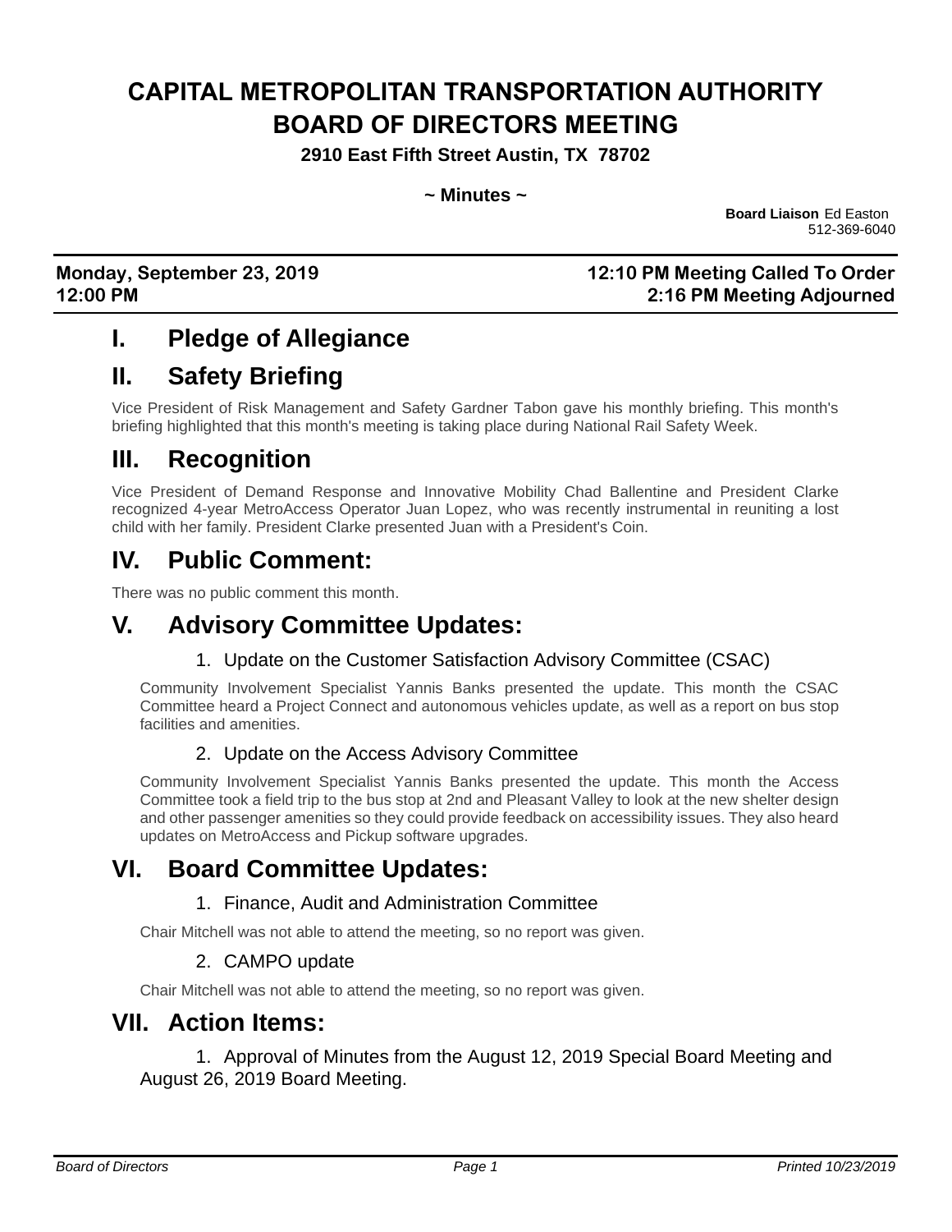# CAPITAL METROPOLITAN TRANSPORTATION AUTHORITY BOARD OF DIRECTORS MEETING

**2910 East Fifth Street Austin, TX 78702**

**~ Minutes ~**

**Board Liaison** Ed Easton
512-369-6040

| Monday, September 23, 2019 | 12:10 PM Meeting Called To Order |
|---|---|
| 12:00 PM | 2:16 PM Meeting Adjourned |

## I. Pledge of Allegiance

## II. Safety Briefing

Vice President of Risk Management and Safety Gardner Tabon gave his monthly briefing. This month's briefing highlighted that this month's meeting is taking place during National Rail Safety Week.

## III. Recognition

Vice President of Demand Response and Innovative Mobility Chad Ballentine and President Clarke recognized 4-year MetroAccess Operator Juan Lopez, who was recently instrumental in reuniting a lost child with her family. President Clarke presented Juan with a President's Coin.

## IV. Public Comment:

There was no public comment this month.

## V. Advisory Committee Updates:

### 1. Update on the Customer Satisfaction Advisory Committee (CSAC)

Community Involvement Specialist Yannis Banks presented the update. This month the CSAC Committee heard a Project Connect and autonomous vehicles update, as well as a report on bus stop facilities and amenities.

### 2. Update on the Access Advisory Committee

Community Involvement Specialist Yannis Banks presented the update. This month the Access Committee took a field trip to the bus stop at 2nd and Pleasant Valley to look at the new shelter design and other passenger amenities so they could provide feedback on accessibility issues. They also heard updates on MetroAccess and Pickup software upgrades.

## VI. Board Committee Updates:

### 1. Finance, Audit and Administration Committee

Chair Mitchell was not able to attend the meeting, so no report was given.

### 2. CAMPO update

Chair Mitchell was not able to attend the meeting, so no report was given.

## VII. Action Items:

1. Approval of Minutes from the August 12, 2019 Special Board Meeting and August 26, 2019 Board Meeting.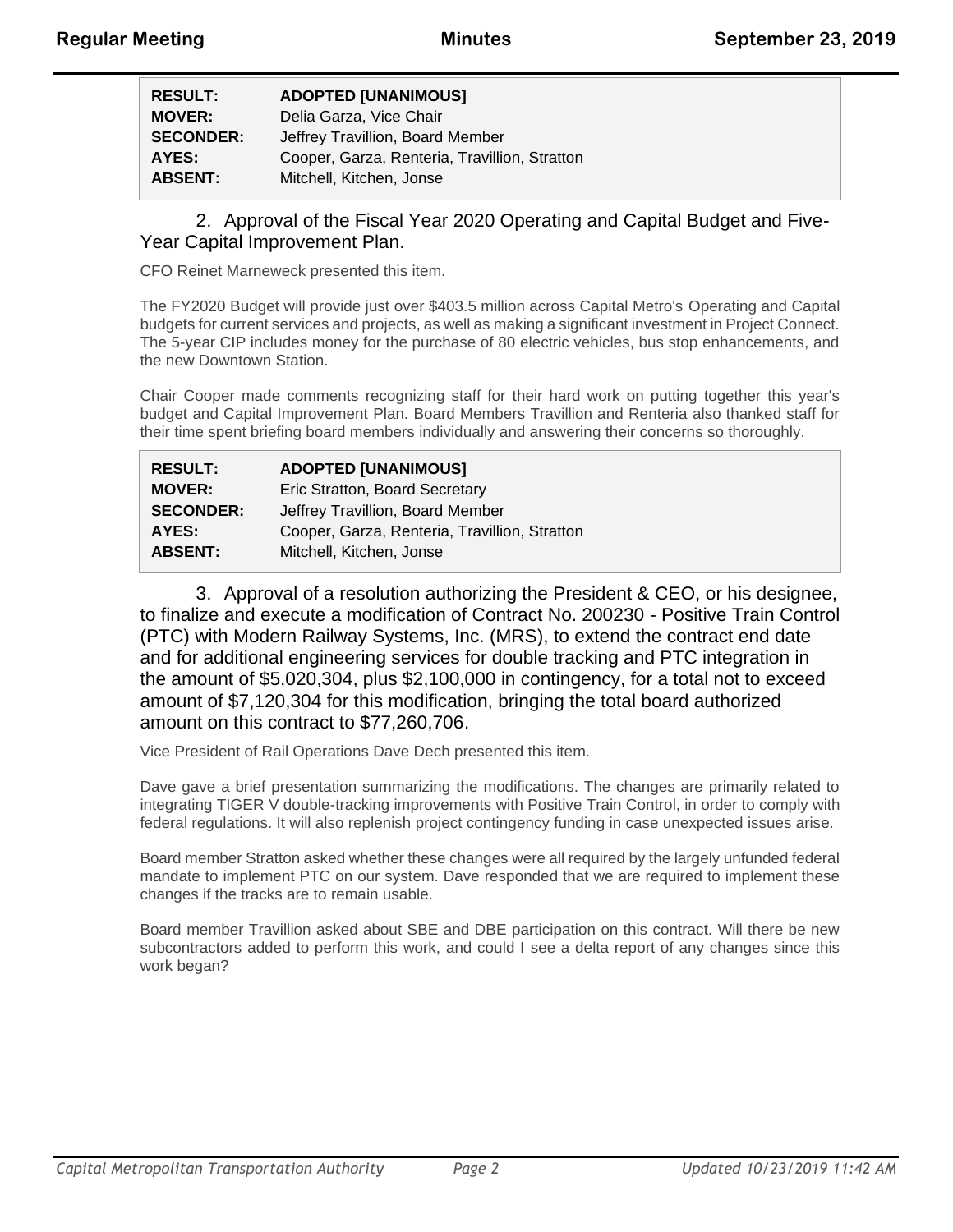| RESULT: | ADOPTED [UNANIMOUS] |
|---|---|
| MOVER: | Delia Garza, Vice Chair |
| SECONDER: | Jeffrey Travillion, Board Member |
| AYES: | Cooper, Garza, Renteria, Travillion, Stratton |
| ABSENT: | Mitchell, Kitchen, Jonse |

2. Approval of the Fiscal Year 2020 Operating and Capital Budget and Five-Year Capital Improvement Plan.

CFO Reinet Marneweck presented this item.

The FY2020 Budget will provide just over $403.5 million across Capital Metro's Operating and Capital budgets for current services and projects, as well as making a significant investment in Project Connect. The 5-year CIP includes money for the purchase of 80 electric vehicles, bus stop enhancements, and the new Downtown Station.

Chair Cooper made comments recognizing staff for their hard work on putting together this year's budget and Capital Improvement Plan. Board Members Travillion and Renteria also thanked staff for their time spent briefing board members individually and answering their concerns so thoroughly.

| RESULT: | ADOPTED [UNANIMOUS] |
|---|---|
| MOVER: | Eric Stratton, Board Secretary |
| SECONDER: | Jeffrey Travillion, Board Member |
| AYES: | Cooper, Garza, Renteria, Travillion, Stratton |
| ABSENT: | Mitchell, Kitchen, Jonse |

3. Approval of a resolution authorizing the President & CEO, or his designee, to finalize and execute a modification of Contract No. 200230 - Positive Train Control (PTC) with Modern Railway Systems, Inc. (MRS), to extend the contract end date and for additional engineering services for double tracking and PTC integration in the amount of $5,020,304, plus $2,100,000 in contingency, for a total not to exceed amount of $7,120,304 for this modification, bringing the total board authorized amount on this contract to $77,260,706.

Vice President of Rail Operations Dave Dech presented this item.

Dave gave a brief presentation summarizing the modifications. The changes are primarily related to integrating TIGER V double-tracking improvements with Positive Train Control, in order to comply with federal regulations. It will also replenish project contingency funding in case unexpected issues arise.

Board member Stratton asked whether these changes were all required by the largely unfunded federal mandate to implement PTC on our system. Dave responded that we are required to implement these changes if the tracks are to remain usable.

Board member Travillion asked about SBE and DBE participation on this contract. Will there be new subcontractors added to perform this work, and could I see a delta report of any changes since this work began?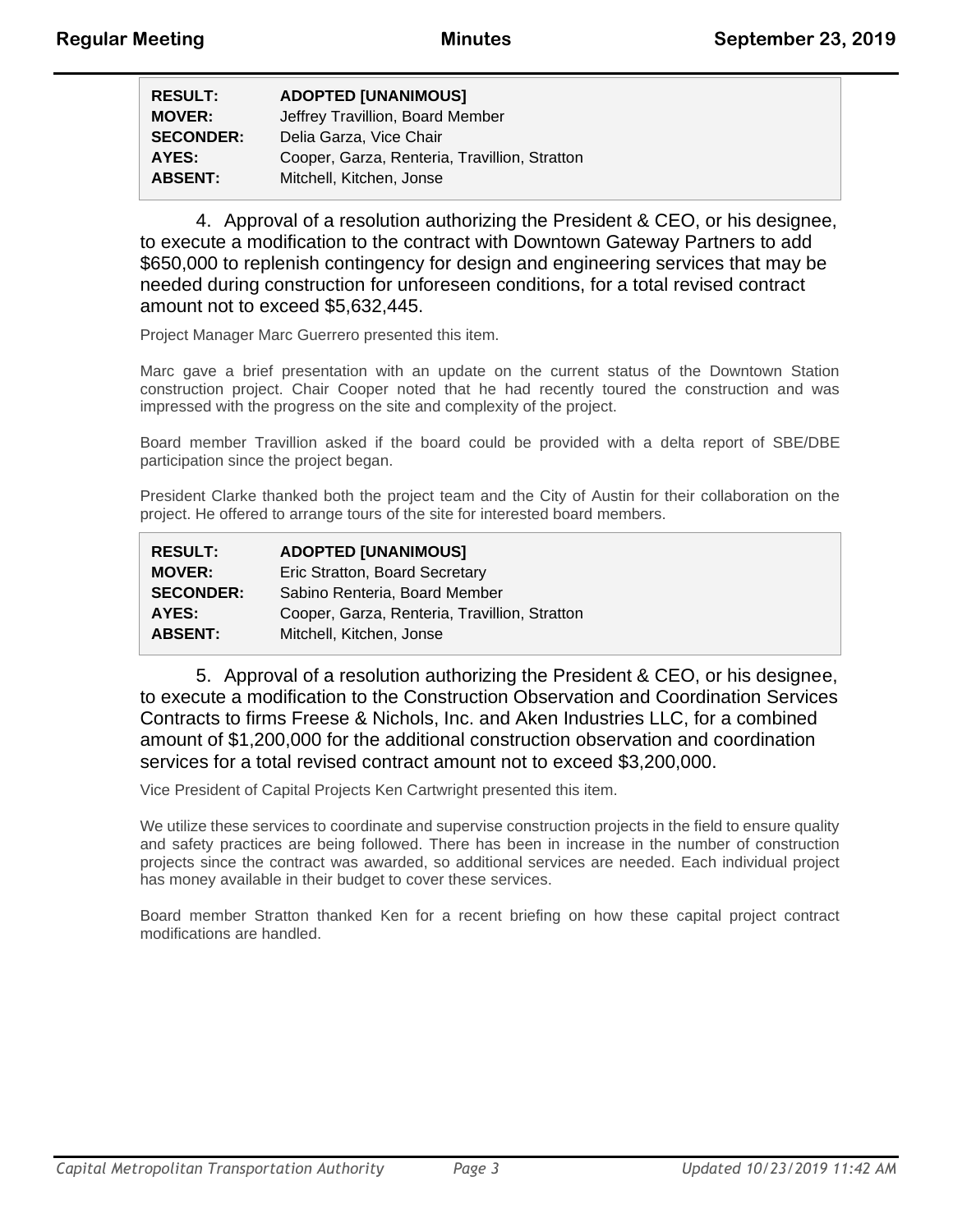| | |
|---|---|
| **RESULT:** | **ADOPTED [UNANIMOUS]** |
| **MOVER:** | Jeffrey Travillion, Board Member |
| **SECONDER:** | Delia Garza, Vice Chair |
| **AYES:** | Cooper, Garza, Renteria, Travillion, Stratton |
| **ABSENT:** | Mitchell, Kitchen, Jonse |

4. Approval of a resolution authorizing the President & CEO, or his designee, to execute a modification to the contract with Downtown Gateway Partners to add $650,000 to replenish contingency for design and engineering services that may be needed during construction for unforeseen conditions, for a total revised contract amount not to exceed $5,632,445.

Project Manager Marc Guerrero presented this item.

Marc gave a brief presentation with an update on the current status of the Downtown Station construction project. Chair Cooper noted that he had recently toured the construction and was impressed with the progress on the site and complexity of the project.

Board member Travillion asked if the board could be provided with a delta report of SBE/DBE participation since the project began.

President Clarke thanked both the project team and the City of Austin for their collaboration on the project. He offered to arrange tours of the site for interested board members.

| | |
|---|---|
| **RESULT:** | **ADOPTED [UNANIMOUS]** |
| **MOVER:** | Eric Stratton, Board Secretary |
| **SECONDER:** | Sabino Renteria, Board Member |
| **AYES:** | Cooper, Garza, Renteria, Travillion, Stratton |
| **ABSENT:** | Mitchell, Kitchen, Jonse |

5. Approval of a resolution authorizing the President & CEO, or his designee, to execute a modification to the Construction Observation and Coordination Services Contracts to firms Freese & Nichols, Inc. and Aken Industries LLC, for a combined amount of $1,200,000 for the additional construction observation and coordination services for a total revised contract amount not to exceed $3,200,000.

Vice President of Capital Projects Ken Cartwright presented this item.

We utilize these services to coordinate and supervise construction projects in the field to ensure quality and safety practices are being followed. There has been in increase in the number of construction projects since the contract was awarded, so additional services are needed. Each individual project has money available in their budget to cover these services.

Board member Stratton thanked Ken for a recent briefing on how these capital project contract modifications are handled.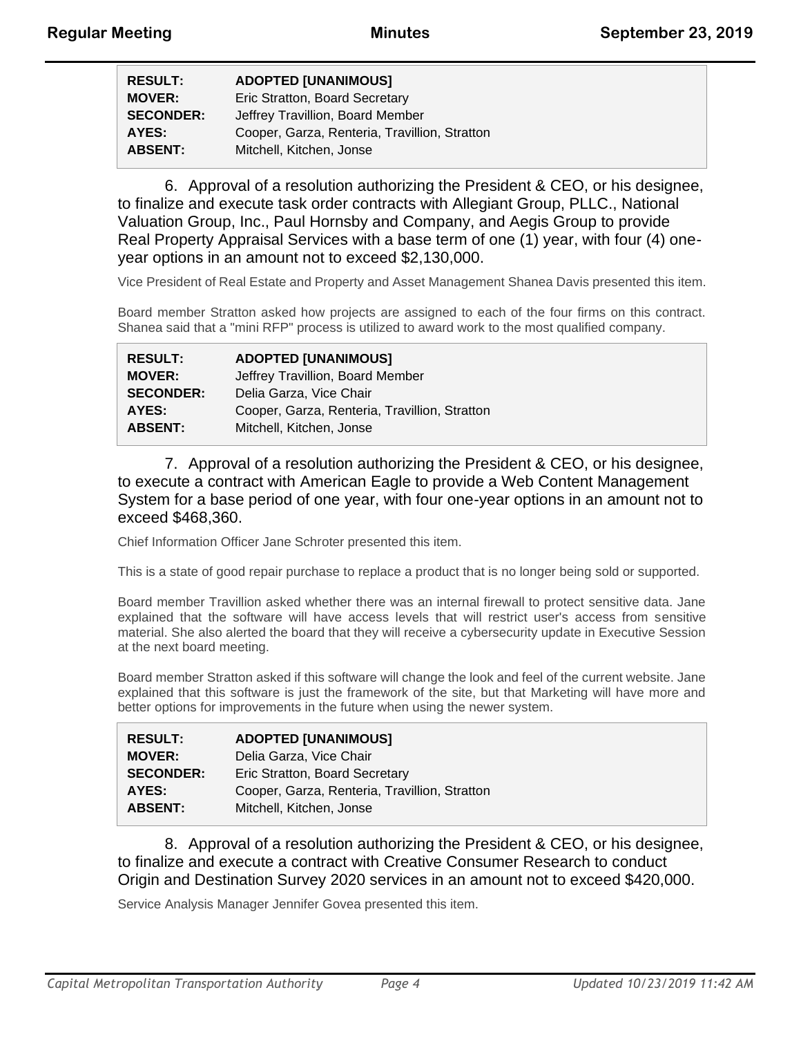| | |
|---|---|
| **RESULT:** | **ADOPTED [UNANIMOUS]** |
| **MOVER:** | Eric Stratton, Board Secretary |
| **SECONDER:** | Jeffrey Travillion, Board Member |
| **AYES:** | Cooper, Garza, Renteria, Travillion, Stratton |
| **ABSENT:** | Mitchell, Kitchen, Jonse |

6. Approval of a resolution authorizing the President & CEO, or his designee, to finalize and execute task order contracts with Allegiant Group, PLLC., National Valuation Group, Inc., Paul Hornsby and Company, and Aegis Group to provide Real Property Appraisal Services with a base term of one (1) year, with four (4) one-year options in an amount not to exceed $2,130,000.

Vice President of Real Estate and Property and Asset Management Shanea Davis presented this item.

Board member Stratton asked how projects are assigned to each of the four firms on this contract. Shanea said that a "mini RFP" process is utilized to award work to the most qualified company.

| | |
|---|---|
| **RESULT:** | **ADOPTED [UNANIMOUS]** |
| **MOVER:** | Jeffrey Travillion, Board Member |
| **SECONDER:** | Delia Garza, Vice Chair |
| **AYES:** | Cooper, Garza, Renteria, Travillion, Stratton |
| **ABSENT:** | Mitchell, Kitchen, Jonse |

7. Approval of a resolution authorizing the President & CEO, or his designee, to execute a contract with American Eagle to provide a Web Content Management System for a base period of one year, with four one-year options in an amount not to exceed $468,360.

Chief Information Officer Jane Schroter presented this item.

This is a state of good repair purchase to replace a product that is no longer being sold or supported.

Board member Travillion asked whether there was an internal firewall to protect sensitive data. Jane explained that the software will have access levels that will restrict user's access from sensitive material. She also alerted the board that they will receive a cybersecurity update in Executive Session at the next board meeting.

Board member Stratton asked if this software will change the look and feel of the current website. Jane explained that this software is just the framework of the site, but that Marketing will have more and better options for improvements in the future when using the newer system.

| | |
|---|---|
| **RESULT:** | **ADOPTED [UNANIMOUS]** |
| **MOVER:** | Delia Garza, Vice Chair |
| **SECONDER:** | Eric Stratton, Board Secretary |
| **AYES:** | Cooper, Garza, Renteria, Travillion, Stratton |
| **ABSENT:** | Mitchell, Kitchen, Jonse |

8. Approval of a resolution authorizing the President & CEO, or his designee, to finalize and execute a contract with Creative Consumer Research to conduct Origin and Destination Survey 2020 services in an amount not to exceed $420,000.

Service Analysis Manager Jennifer Govea presented this item.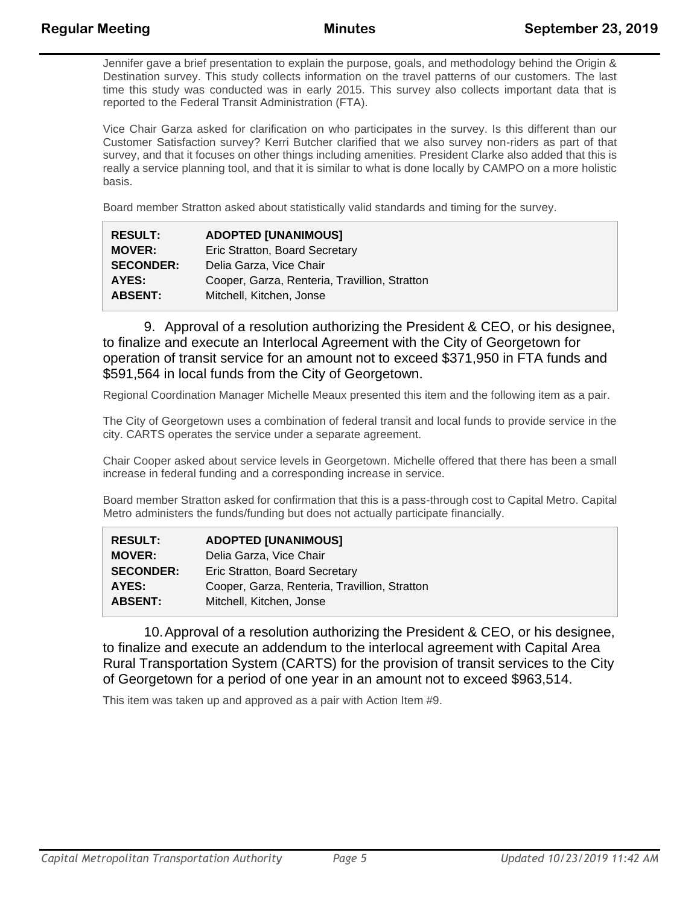Jennifer gave a brief presentation to explain the purpose, goals, and methodology behind the Origin & Destination survey. This study collects information on the travel patterns of our customers. The last time this study was conducted was in early 2015. This survey also collects important data that is reported to the Federal Transit Administration (FTA).

Vice Chair Garza asked for clarification on who participates in the survey. Is this different than our Customer Satisfaction survey? Kerri Butcher clarified that we also survey non-riders as part of that survey, and that it focuses on other things including amenities. President Clarke also added that this is really a service planning tool, and that it is similar to what is done locally by CAMPO on a more holistic basis.

Board member Stratton asked about statistically valid standards and timing for the survey.

| | |
|---|---|
| **RESULT:** | **ADOPTED [UNANIMOUS]** |
| **MOVER:** | Eric Stratton, Board Secretary |
| **SECONDER:** | Delia Garza, Vice Chair |
| **AYES:** | Cooper, Garza, Renteria, Travillion, Stratton |
| **ABSENT:** | Mitchell, Kitchen, Jonse |

9. Approval of a resolution authorizing the President & CEO, or his designee, to finalize and execute an Interlocal Agreement with the City of Georgetown for operation of transit service for an amount not to exceed $371,950 in FTA funds and $591,564 in local funds from the City of Georgetown.

Regional Coordination Manager Michelle Meaux presented this item and the following item as a pair.

The City of Georgetown uses a combination of federal transit and local funds to provide service in the city. CARTS operates the service under a separate agreement.

Chair Cooper asked about service levels in Georgetown. Michelle offered that there has been a small increase in federal funding and a corresponding increase in service.

Board member Stratton asked for confirmation that this is a pass-through cost to Capital Metro. Capital Metro administers the funds/funding but does not actually participate financially.

| | |
|---|---|
| **RESULT:** | **ADOPTED [UNANIMOUS]** |
| **MOVER:** | Delia Garza, Vice Chair |
| **SECONDER:** | Eric Stratton, Board Secretary |
| **AYES:** | Cooper, Garza, Renteria, Travillion, Stratton |
| **ABSENT:** | Mitchell, Kitchen, Jonse |

10. Approval of a resolution authorizing the President & CEO, or his designee, to finalize and execute an addendum to the interlocal agreement with Capital Area Rural Transportation System (CARTS) for the provision of transit services to the City of Georgetown for a period of one year in an amount not to exceed $963,514.

This item was taken up and approved as a pair with Action Item #9.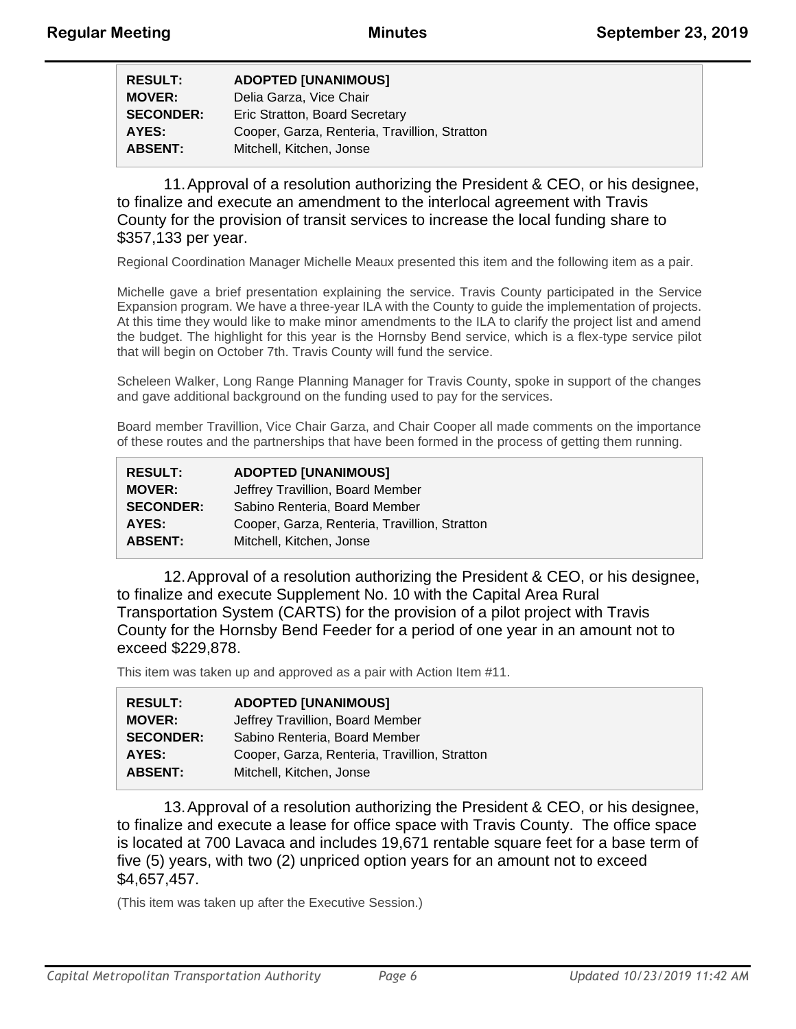| | |
|---|---|
| **RESULT:** | **ADOPTED [UNANIMOUS]** |
| **MOVER:** | Delia Garza, Vice Chair |
| **SECONDER:** | Eric Stratton, Board Secretary |
| **AYES:** | Cooper, Garza, Renteria, Travillion, Stratton |
| **ABSENT:** | Mitchell, Kitchen, Jonse |

11. Approval of a resolution authorizing the President & CEO, or his designee, to finalize and execute an amendment to the interlocal agreement with Travis County for the provision of transit services to increase the local funding share to $357,133 per year.

Regional Coordination Manager Michelle Meaux presented this item and the following item as a pair.

Michelle gave a brief presentation explaining the service. Travis County participated in the Service Expansion program. We have a three-year ILA with the County to guide the implementation of projects. At this time they would like to make minor amendments to the ILA to clarify the project list and amend the budget. The highlight for this year is the Hornsby Bend service, which is a flex-type service pilot that will begin on October 7th. Travis County will fund the service.

Scheleen Walker, Long Range Planning Manager for Travis County, spoke in support of the changes and gave additional background on the funding used to pay for the services.

Board member Travillion, Vice Chair Garza, and Chair Cooper all made comments on the importance of these routes and the partnerships that have been formed in the process of getting them running.

| | |
|---|---|
| **RESULT:** | **ADOPTED [UNANIMOUS]** |
| **MOVER:** | Jeffrey Travillion, Board Member |
| **SECONDER:** | Sabino Renteria, Board Member |
| **AYES:** | Cooper, Garza, Renteria, Travillion, Stratton |
| **ABSENT:** | Mitchell, Kitchen, Jonse |

12. Approval of a resolution authorizing the President & CEO, or his designee, to finalize and execute Supplement No. 10 with the Capital Area Rural Transportation System (CARTS) for the provision of a pilot project with Travis County for the Hornsby Bend Feeder for a period of one year in an amount not to exceed $229,878.

This item was taken up and approved as a pair with Action Item #11.

| | |
|---|---|
| **RESULT:** | **ADOPTED [UNANIMOUS]** |
| **MOVER:** | Jeffrey Travillion, Board Member |
| **SECONDER:** | Sabino Renteria, Board Member |
| **AYES:** | Cooper, Garza, Renteria, Travillion, Stratton |
| **ABSENT:** | Mitchell, Kitchen, Jonse |

13. Approval of a resolution authorizing the President & CEO, or his designee, to finalize and execute a lease for office space with Travis County. The office space is located at 700 Lavaca and includes 19,671 rentable square feet for a base term of five (5) years, with two (2) unpriced option years for an amount not to exceed $4,657,457.

(This item was taken up after the Executive Session.)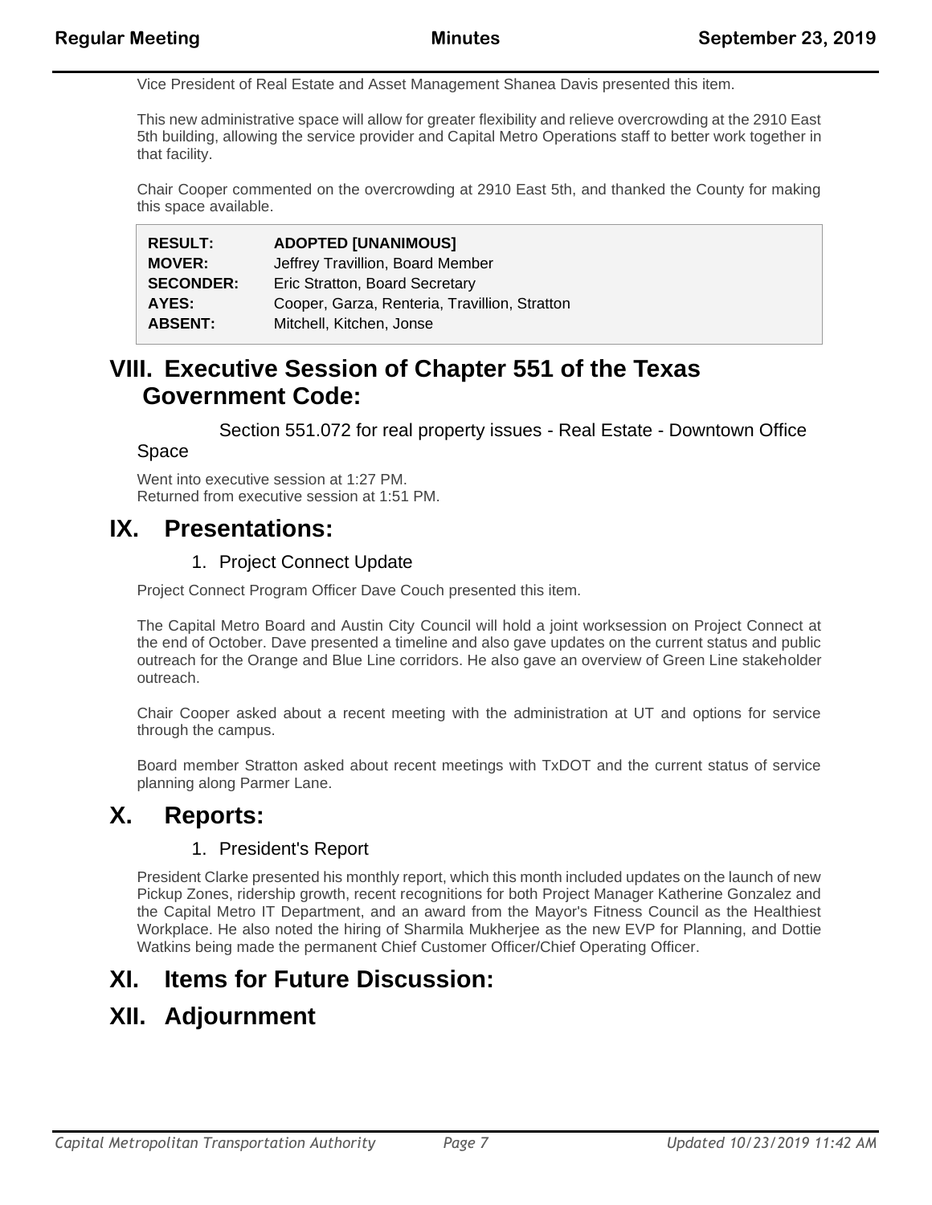Vice President of Real Estate and Asset Management Shanea Davis presented this item.

This new administrative space will allow for greater flexibility and relieve overcrowding at the 2910 East 5th building, allowing the service provider and Capital Metro Operations staff to better work together in that facility.

Chair Cooper commented on the overcrowding at 2910 East 5th, and thanked the County for making this space available.

| | |
|---|---|
| **RESULT:** | **ADOPTED [UNANIMOUS]** |
| **MOVER:** | Jeffrey Travillion, Board Member |
| **SECONDER:** | Eric Stratton, Board Secretary |
| **AYES:** | Cooper, Garza, Renteria, Travillion, Stratton |
| **ABSENT:** | Mitchell, Kitchen, Jonse |

# VIII. Executive Session of Chapter 551 of the Texas Government Code:

Section 551.072 for real property issues - Real Estate - Downtown Office Space

Went into executive session at 1:27 PM.
Returned from executive session at 1:51 PM.

# IX. Presentations:

1. Project Connect Update

Project Connect Program Officer Dave Couch presented this item.

The Capital Metro Board and Austin City Council will hold a joint worksession on Project Connect at the end of October. Dave presented a timeline and also gave updates on the current status and public outreach for the Orange and Blue Line corridors. He also gave an overview of Green Line stakeholder outreach.

Chair Cooper asked about a recent meeting with the administration at UT and options for service through the campus.

Board member Stratton asked about recent meetings with TxDOT and the current status of service planning along Parmer Lane.

# X. Reports:

1. President's Report

President Clarke presented his monthly report, which this month included updates on the launch of new Pickup Zones, ridership growth, recent recognitions for both Project Manager Katherine Gonzalez and the Capital Metro IT Department, and an award from the Mayor's Fitness Council as the Healthiest Workplace. He also noted the hiring of Sharmila Mukherjee as the new EVP for Planning, and Dottie Watkins being made the permanent Chief Customer Officer/Chief Operating Officer.

# XI. Items for Future Discussion:

# XII. Adjournment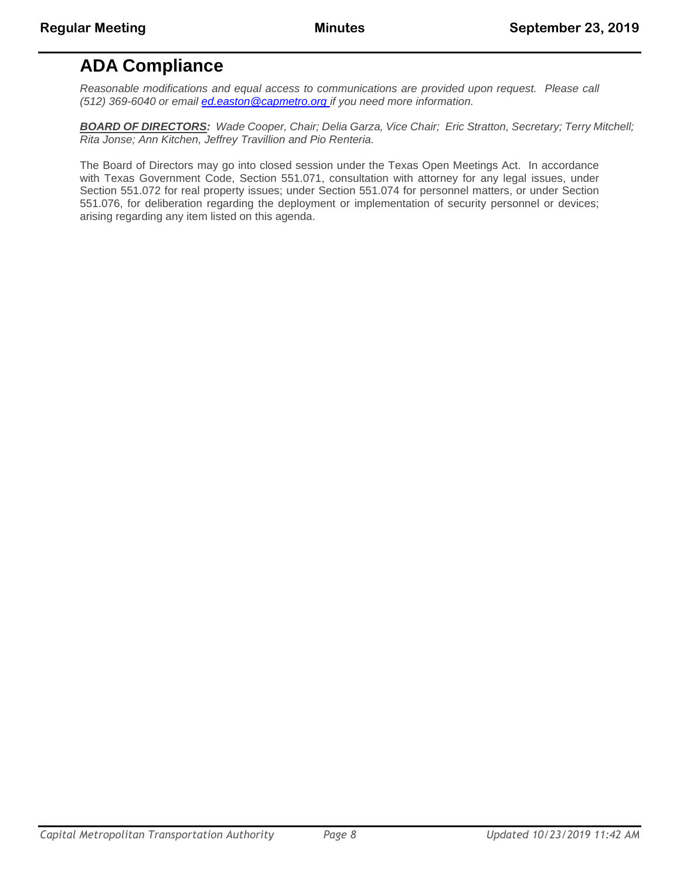# ADA Compliance

*Reasonable modifications and equal access to communications are provided upon request. Please call (512) 369-6040 or email [ed.easton@capmetro.org](mailto:ed.easton@capmetro.org) if you need more information.*

***BOARD OF DIRECTORS:*** *Wade Cooper, Chair; Delia Garza, Vice Chair; Eric Stratton, Secretary; Terry Mitchell; Rita Jonse; Ann Kitchen, Jeffrey Travillion and Pio Renteria.*

The Board of Directors may go into closed session under the Texas Open Meetings Act. In accordance with Texas Government Code, Section 551.071, consultation with attorney for any legal issues, under Section 551.072 for real property issues; under Section 551.074 for personnel matters, or under Section 551.076, for deliberation regarding the deployment or implementation of security personnel or devices; arising regarding any item listed on this agenda.